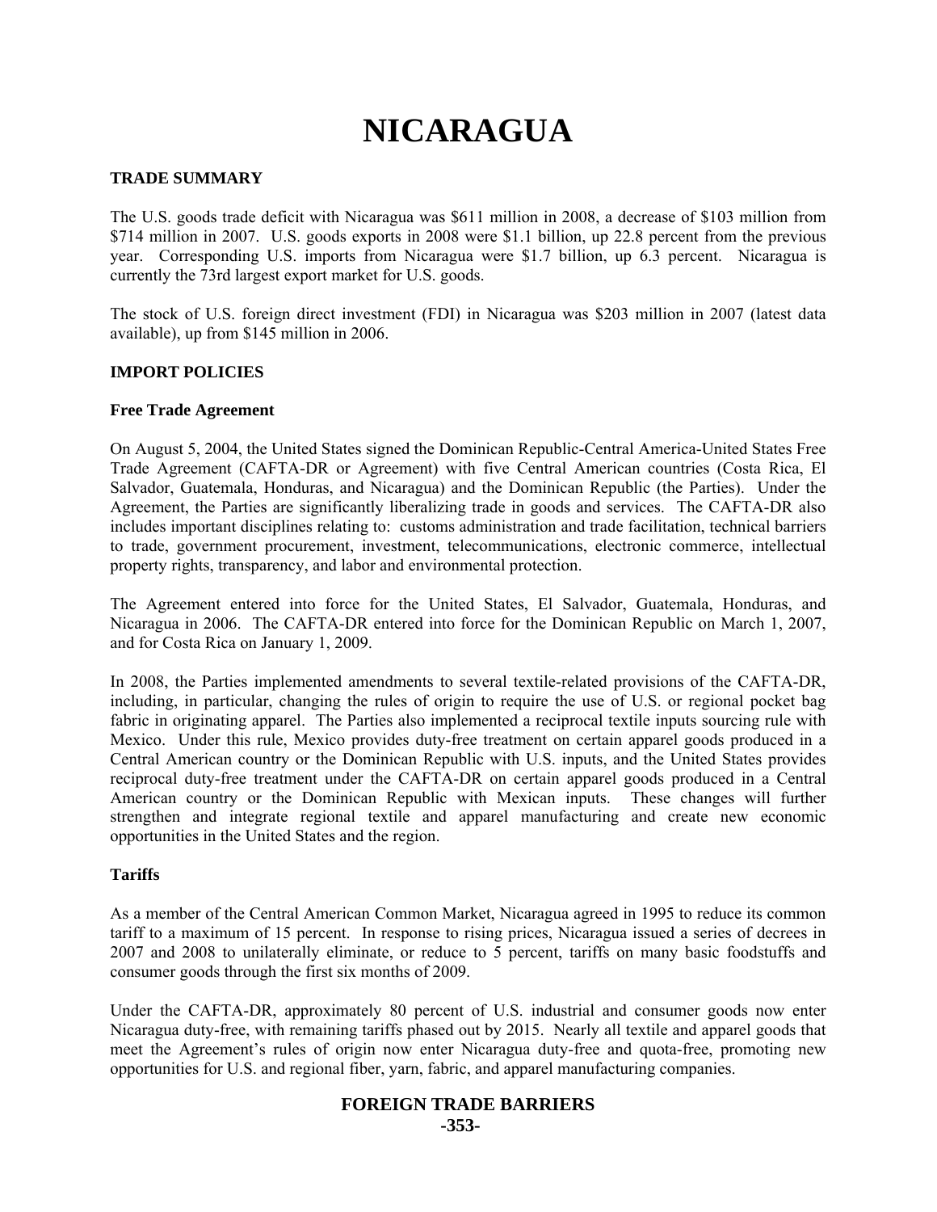# NICARAGUA

## TRADE SUMMARY

The U.S. goods trade deficit with Nicaragua was $611 million in 2008, a decrease of $103 million from $714 million in 2007. U.S. goods exports in 2008 were $1.1 billion, up 22.8 percent from the previous year. Corresponding U.S. imports from Nicaragua were $1.7 billion, up 6.3 percent. Nicaragua is currently the 73rd largest export market for U.S. goods.

The stock of U.S. foreign direct investment (FDI) in Nicaragua was $203 million in 2007 (latest data available), up from $145 million in 2006.

## IMPORT POLICIES

### Free Trade Agreement

On August 5, 2004, the United States signed the Dominican Republic-Central America-United States Free Trade Agreement (CAFTA-DR or Agreement) with five Central American countries (Costa Rica, El Salvador, Guatemala, Honduras, and Nicaragua) and the Dominican Republic (the Parties). Under the Agreement, the Parties are significantly liberalizing trade in goods and services. The CAFTA-DR also includes important disciplines relating to: customs administration and trade facilitation, technical barriers to trade, government procurement, investment, telecommunications, electronic commerce, intellectual property rights, transparency, and labor and environmental protection.

The Agreement entered into force for the United States, El Salvador, Guatemala, Honduras, and Nicaragua in 2006. The CAFTA-DR entered into force for the Dominican Republic on March 1, 2007, and for Costa Rica on January 1, 2009.

In 2008, the Parties implemented amendments to several textile-related provisions of the CAFTA-DR, including, in particular, changing the rules of origin to require the use of U.S. or regional pocket bag fabric in originating apparel. The Parties also implemented a reciprocal textile inputs sourcing rule with Mexico. Under this rule, Mexico provides duty-free treatment on certain apparel goods produced in a Central American country or the Dominican Republic with U.S. inputs, and the United States provides reciprocal duty-free treatment under the CAFTA-DR on certain apparel goods produced in a Central American country or the Dominican Republic with Mexican inputs. These changes will further strengthen and integrate regional textile and apparel manufacturing and create new economic opportunities in the United States and the region.

### Tariffs

As a member of the Central American Common Market, Nicaragua agreed in 1995 to reduce its common tariff to a maximum of 15 percent. In response to rising prices, Nicaragua issued a series of decrees in 2007 and 2008 to unilaterally eliminate, or reduce to 5 percent, tariffs on many basic foodstuffs and consumer goods through the first six months of 2009.

Under the CAFTA-DR, approximately 80 percent of U.S. industrial and consumer goods now enter Nicaragua duty-free, with remaining tariffs phased out by 2015. Nearly all textile and apparel goods that meet the Agreement's rules of origin now enter Nicaragua duty-free and quota-free, promoting new opportunities for U.S. and regional fiber, yarn, fabric, and apparel manufacturing companies.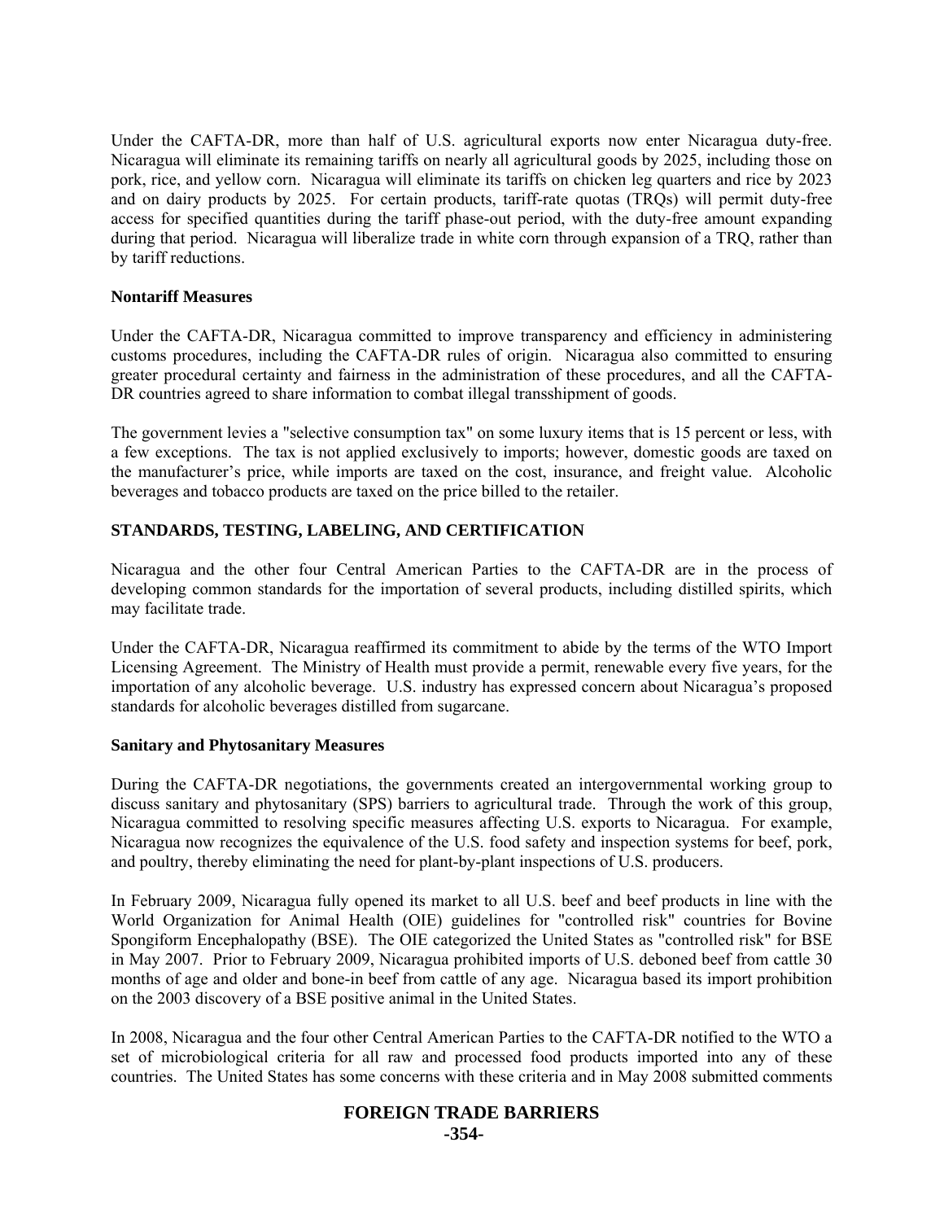Under the CAFTA-DR, more than half of U.S. agricultural exports now enter Nicaragua duty-free. Nicaragua will eliminate its remaining tariffs on nearly all agricultural goods by 2025, including those on pork, rice, and yellow corn. Nicaragua will eliminate its tariffs on chicken leg quarters and rice by 2023 and on dairy products by 2025. For certain products, tariff-rate quotas (TRQs) will permit duty-free access for specified quantities during the tariff phase-out period, with the duty-free amount expanding during that period. Nicaragua will liberalize trade in white corn through expansion of a TRQ, rather than by tariff reductions.

### Nontariff Measures

Under the CAFTA-DR, Nicaragua committed to improve transparency and efficiency in administering customs procedures, including the CAFTA-DR rules of origin. Nicaragua also committed to ensuring greater procedural certainty and fairness in the administration of these procedures, and all the CAFTA-DR countries agreed to share information to combat illegal transshipment of goods.

The government levies a "selective consumption tax" on some luxury items that is 15 percent or less, with a few exceptions. The tax is not applied exclusively to imports; however, domestic goods are taxed on the manufacturer's price, while imports are taxed on the cost, insurance, and freight value. Alcoholic beverages and tobacco products are taxed on the price billed to the retailer.

## STANDARDS, TESTING, LABELING, AND CERTIFICATION

Nicaragua and the other four Central American Parties to the CAFTA-DR are in the process of developing common standards for the importation of several products, including distilled spirits, which may facilitate trade.

Under the CAFTA-DR, Nicaragua reaffirmed its commitment to abide by the terms of the WTO Import Licensing Agreement. The Ministry of Health must provide a permit, renewable every five years, for the importation of any alcoholic beverage. U.S. industry has expressed concern about Nicaragua's proposed standards for alcoholic beverages distilled from sugarcane.

### Sanitary and Phytosanitary Measures

During the CAFTA-DR negotiations, the governments created an intergovernmental working group to discuss sanitary and phytosanitary (SPS) barriers to agricultural trade. Through the work of this group, Nicaragua committed to resolving specific measures affecting U.S. exports to Nicaragua. For example, Nicaragua now recognizes the equivalence of the U.S. food safety and inspection systems for beef, pork, and poultry, thereby eliminating the need for plant-by-plant inspections of U.S. producers.

In February 2009, Nicaragua fully opened its market to all U.S. beef and beef products in line with the World Organization for Animal Health (OIE) guidelines for "controlled risk" countries for Bovine Spongiform Encephalopathy (BSE). The OIE categorized the United States as "controlled risk" for BSE in May 2007. Prior to February 2009, Nicaragua prohibited imports of U.S. deboned beef from cattle 30 months of age and older and bone-in beef from cattle of any age. Nicaragua based its import prohibition on the 2003 discovery of a BSE positive animal in the United States.

In 2008, Nicaragua and the four other Central American Parties to the CAFTA-DR notified to the WTO a set of microbiological criteria for all raw and processed food products imported into any of these countries. The United States has some concerns with these criteria and in May 2008 submitted comments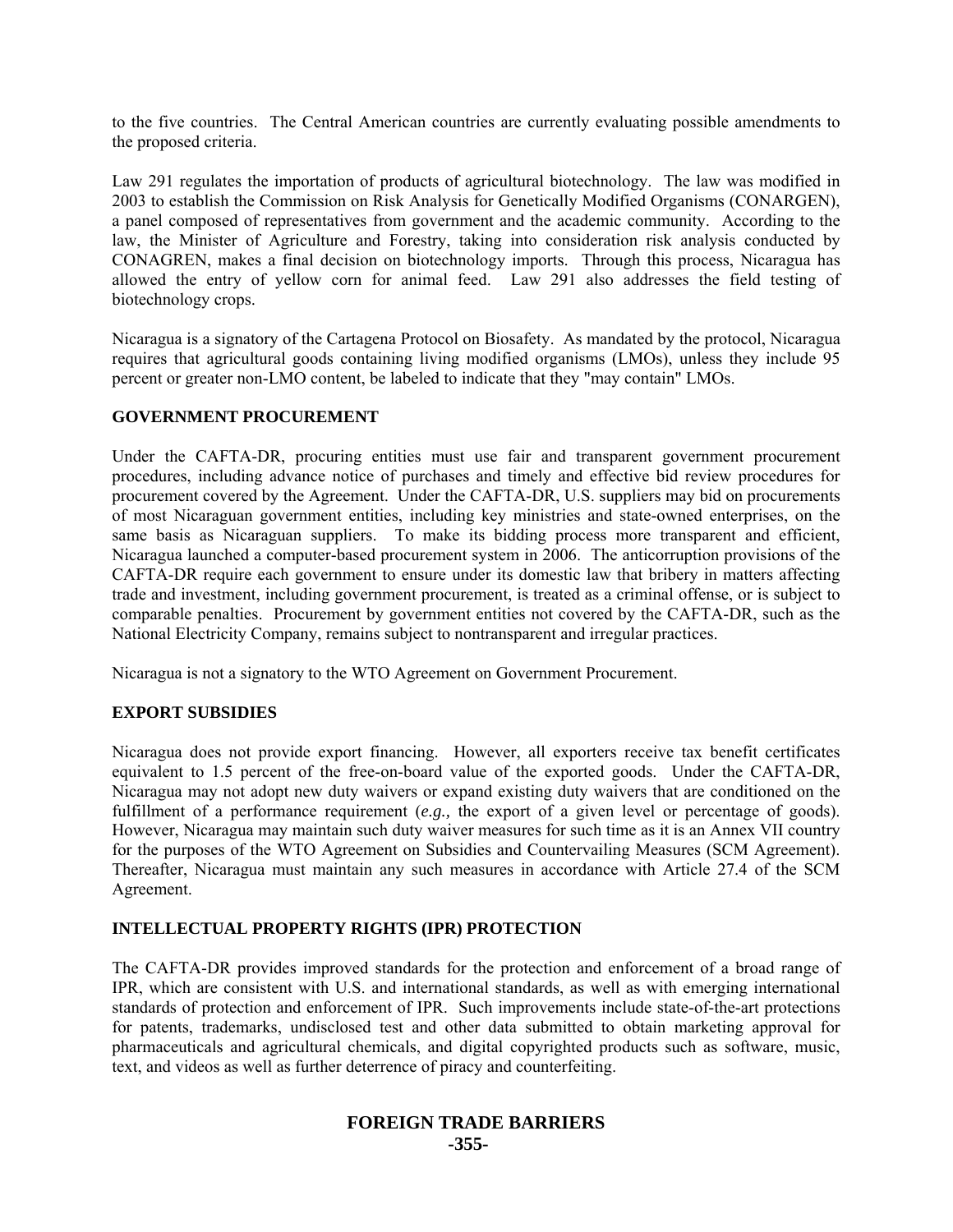to the five countries. The Central American countries are currently evaluating possible amendments to the proposed criteria.

Law 291 regulates the importation of products of agricultural biotechnology. The law was modified in 2003 to establish the Commission on Risk Analysis for Genetically Modified Organisms (CONARGEN), a panel composed of representatives from government and the academic community. According to the law, the Minister of Agriculture and Forestry, taking into consideration risk analysis conducted by CONAGREN, makes a final decision on biotechnology imports. Through this process, Nicaragua has allowed the entry of yellow corn for animal feed. Law 291 also addresses the field testing of biotechnology crops.

Nicaragua is a signatory of the Cartagena Protocol on Biosafety. As mandated by the protocol, Nicaragua requires that agricultural goods containing living modified organisms (LMOs), unless they include 95 percent or greater non-LMO content, be labeled to indicate that they "may contain" LMOs.

## GOVERNMENT PROCUREMENT

Under the CAFTA-DR, procuring entities must use fair and transparent government procurement procedures, including advance notice of purchases and timely and effective bid review procedures for procurement covered by the Agreement. Under the CAFTA-DR, U.S. suppliers may bid on procurements of most Nicaraguan government entities, including key ministries and state-owned enterprises, on the same basis as Nicaraguan suppliers. To make its bidding process more transparent and efficient, Nicaragua launched a computer-based procurement system in 2006. The anticorruption provisions of the CAFTA-DR require each government to ensure under its domestic law that bribery in matters affecting trade and investment, including government procurement, is treated as a criminal offense, or is subject to comparable penalties. Procurement by government entities not covered by the CAFTA-DR, such as the National Electricity Company, remains subject to nontransparent and irregular practices.

Nicaragua is not a signatory to the WTO Agreement on Government Procurement.

## EXPORT SUBSIDIES

Nicaragua does not provide export financing. However, all exporters receive tax benefit certificates equivalent to 1.5 percent of the free-on-board value of the exported goods. Under the CAFTA-DR, Nicaragua may not adopt new duty waivers or expand existing duty waivers that are conditioned on the fulfillment of a performance requirement (*e.g.,* the export of a given level or percentage of goods). However, Nicaragua may maintain such duty waiver measures for such time as it is an Annex VII country for the purposes of the WTO Agreement on Subsidies and Countervailing Measures (SCM Agreement). Thereafter, Nicaragua must maintain any such measures in accordance with Article 27.4 of the SCM Agreement.

## INTELLECTUAL PROPERTY RIGHTS (IPR) PROTECTION

The CAFTA-DR provides improved standards for the protection and enforcement of a broad range of IPR, which are consistent with U.S. and international standards, as well as with emerging international standards of protection and enforcement of IPR. Such improvements include state-of-the-art protections for patents, trademarks, undisclosed test and other data submitted to obtain marketing approval for pharmaceuticals and agricultural chemicals, and digital copyrighted products such as software, music, text, and videos as well as further deterrence of piracy and counterfeiting.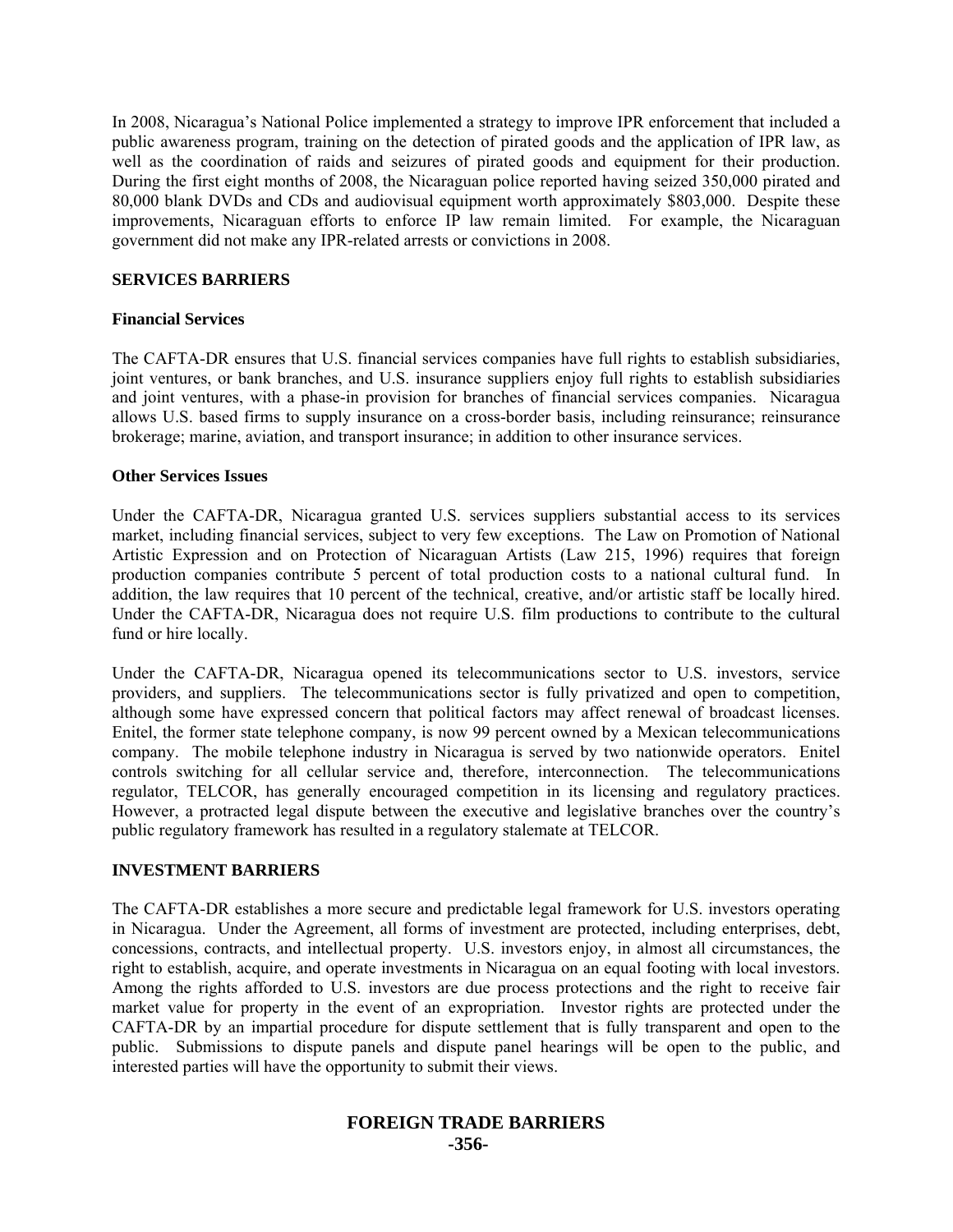In 2008, Nicaragua's National Police implemented a strategy to improve IPR enforcement that included a public awareness program, training on the detection of pirated goods and the application of IPR law, as well as the coordination of raids and seizures of pirated goods and equipment for their production. During the first eight months of 2008, the Nicaraguan police reported having seized 350,000 pirated and 80,000 blank DVDs and CDs and audiovisual equipment worth approximately $803,000. Despite these improvements, Nicaraguan efforts to enforce IP law remain limited. For example, the Nicaraguan government did not make any IPR-related arrests or convictions in 2008.

## SERVICES BARRIERS

### Financial Services

The CAFTA-DR ensures that U.S. financial services companies have full rights to establish subsidiaries, joint ventures, or bank branches, and U.S. insurance suppliers enjoy full rights to establish subsidiaries and joint ventures, with a phase-in provision for branches of financial services companies. Nicaragua allows U.S. based firms to supply insurance on a cross-border basis, including reinsurance; reinsurance brokerage; marine, aviation, and transport insurance; in addition to other insurance services.

### Other Services Issues

Under the CAFTA-DR, Nicaragua granted U.S. services suppliers substantial access to its services market, including financial services, subject to very few exceptions. The Law on Promotion of National Artistic Expression and on Protection of Nicaraguan Artists (Law 215, 1996) requires that foreign production companies contribute 5 percent of total production costs to a national cultural fund. In addition, the law requires that 10 percent of the technical, creative, and/or artistic staff be locally hired. Under the CAFTA-DR, Nicaragua does not require U.S. film productions to contribute to the cultural fund or hire locally.

Under the CAFTA-DR, Nicaragua opened its telecommunications sector to U.S. investors, service providers, and suppliers. The telecommunications sector is fully privatized and open to competition, although some have expressed concern that political factors may affect renewal of broadcast licenses. Enitel, the former state telephone company, is now 99 percent owned by a Mexican telecommunications company. The mobile telephone industry in Nicaragua is served by two nationwide operators. Enitel controls switching for all cellular service and, therefore, interconnection. The telecommunications regulator, TELCOR, has generally encouraged competition in its licensing and regulatory practices. However, a protracted legal dispute between the executive and legislative branches over the country's public regulatory framework has resulted in a regulatory stalemate at TELCOR.

## INVESTMENT BARRIERS

The CAFTA-DR establishes a more secure and predictable legal framework for U.S. investors operating in Nicaragua. Under the Agreement, all forms of investment are protected, including enterprises, debt, concessions, contracts, and intellectual property. U.S. investors enjoy, in almost all circumstances, the right to establish, acquire, and operate investments in Nicaragua on an equal footing with local investors. Among the rights afforded to U.S. investors are due process protections and the right to receive fair market value for property in the event of an expropriation. Investor rights are protected under the CAFTA-DR by an impartial procedure for dispute settlement that is fully transparent and open to the public. Submissions to dispute panels and dispute panel hearings will be open to the public, and interested parties will have the opportunity to submit their views.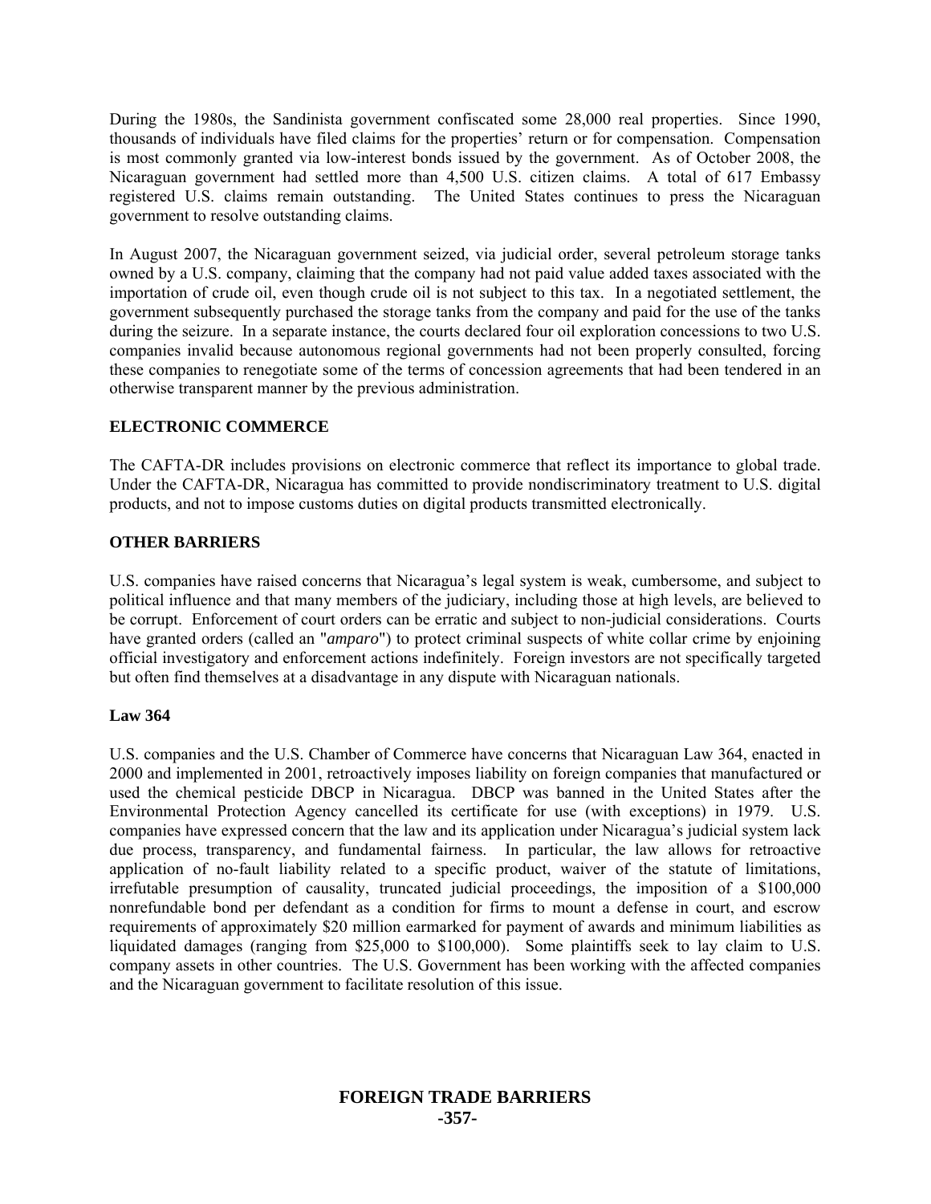During the 1980s, the Sandinista government confiscated some 28,000 real properties. Since 1990, thousands of individuals have filed claims for the properties' return or for compensation. Compensation is most commonly granted via low-interest bonds issued by the government. As of October 2008, the Nicaraguan government had settled more than 4,500 U.S. citizen claims. A total of 617 Embassy registered U.S. claims remain outstanding. The United States continues to press the Nicaraguan government to resolve outstanding claims.

In August 2007, the Nicaraguan government seized, via judicial order, several petroleum storage tanks owned by a U.S. company, claiming that the company had not paid value added taxes associated with the importation of crude oil, even though crude oil is not subject to this tax. In a negotiated settlement, the government subsequently purchased the storage tanks from the company and paid for the use of the tanks during the seizure. In a separate instance, the courts declared four oil exploration concessions to two U.S. companies invalid because autonomous regional governments had not been properly consulted, forcing these companies to renegotiate some of the terms of concession agreements that had been tendered in an otherwise transparent manner by the previous administration.

## ELECTRONIC COMMERCE

The CAFTA-DR includes provisions on electronic commerce that reflect its importance to global trade. Under the CAFTA-DR, Nicaragua has committed to provide nondiscriminatory treatment to U.S. digital products, and not to impose customs duties on digital products transmitted electronically.

## OTHER BARRIERS

U.S. companies have raised concerns that Nicaragua's legal system is weak, cumbersome, and subject to political influence and that many members of the judiciary, including those at high levels, are believed to be corrupt. Enforcement of court orders can be erratic and subject to non-judicial considerations. Courts have granted orders (called an "*amparo*") to protect criminal suspects of white collar crime by enjoining official investigatory and enforcement actions indefinitely. Foreign investors are not specifically targeted but often find themselves at a disadvantage in any dispute with Nicaraguan nationals.

### Law 364

U.S. companies and the U.S. Chamber of Commerce have concerns that Nicaraguan Law 364, enacted in 2000 and implemented in 2001, retroactively imposes liability on foreign companies that manufactured or used the chemical pesticide DBCP in Nicaragua. DBCP was banned in the United States after the Environmental Protection Agency cancelled its certificate for use (with exceptions) in 1979. U.S. companies have expressed concern that the law and its application under Nicaragua's judicial system lack due process, transparency, and fundamental fairness. In particular, the law allows for retroactive application of no-fault liability related to a specific product, waiver of the statute of limitations, irrefutable presumption of causality, truncated judicial proceedings, the imposition of a $100,000 nonrefundable bond per defendant as a condition for firms to mount a defense in court, and escrow requirements of approximately $20 million earmarked for payment of awards and minimum liabilities as liquidated damages (ranging from $25,000 to $100,000). Some plaintiffs seek to lay claim to U.S. company assets in other countries. The U.S. Government has been working with the affected companies and the Nicaraguan government to facilitate resolution of this issue.